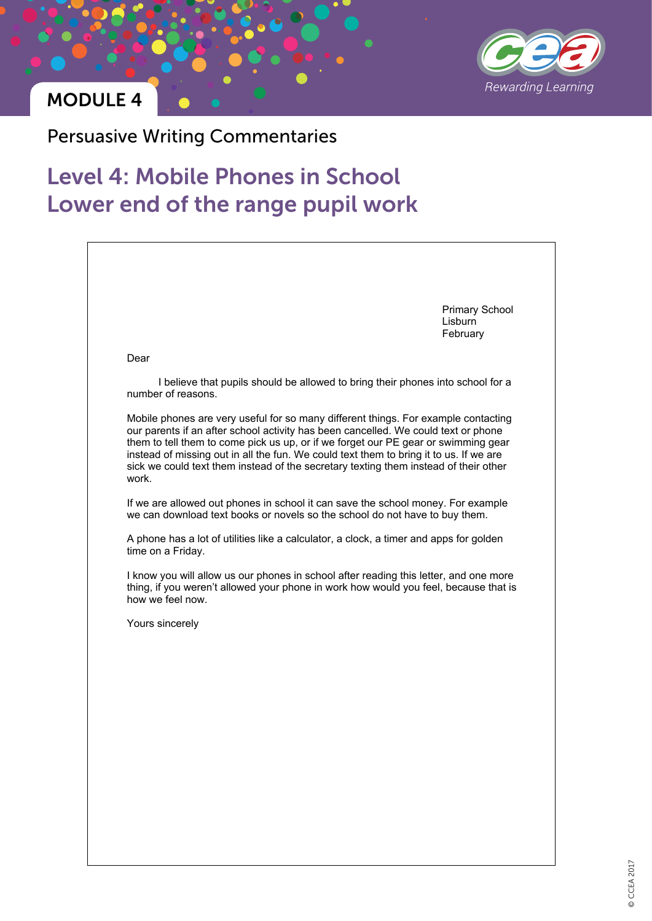MODULE 4

Persuasive Writing Commentaries

# Level 4: Mobile Phones in School
# Lower end of the range pupil work

Primary School
Lisburn
February

Dear

I believe that pupils should be allowed to bring their phones into school for a number of reasons.

Mobile phones are very useful for so many different things. For example contacting our parents if an after school activity has been cancelled. We could text or phone them to tell them to come pick us up, or if we forget our PE gear or swimming gear instead of missing out in all the fun. We could text them to bring it to us. If we are sick we could text them instead of the secretary texting them instead of their other work.

If we are allowed out phones in school it can save the school money. For example we can download text books or novels so the school do not have to buy them.

A phone has a lot of utilities like a calculator, a clock, a timer and apps for golden time on a Friday.

I know you will allow us our phones in school after reading this letter, and one more thing, if you weren't allowed your phone in work how would you feel, because that is how we feel now.

Yours sincerely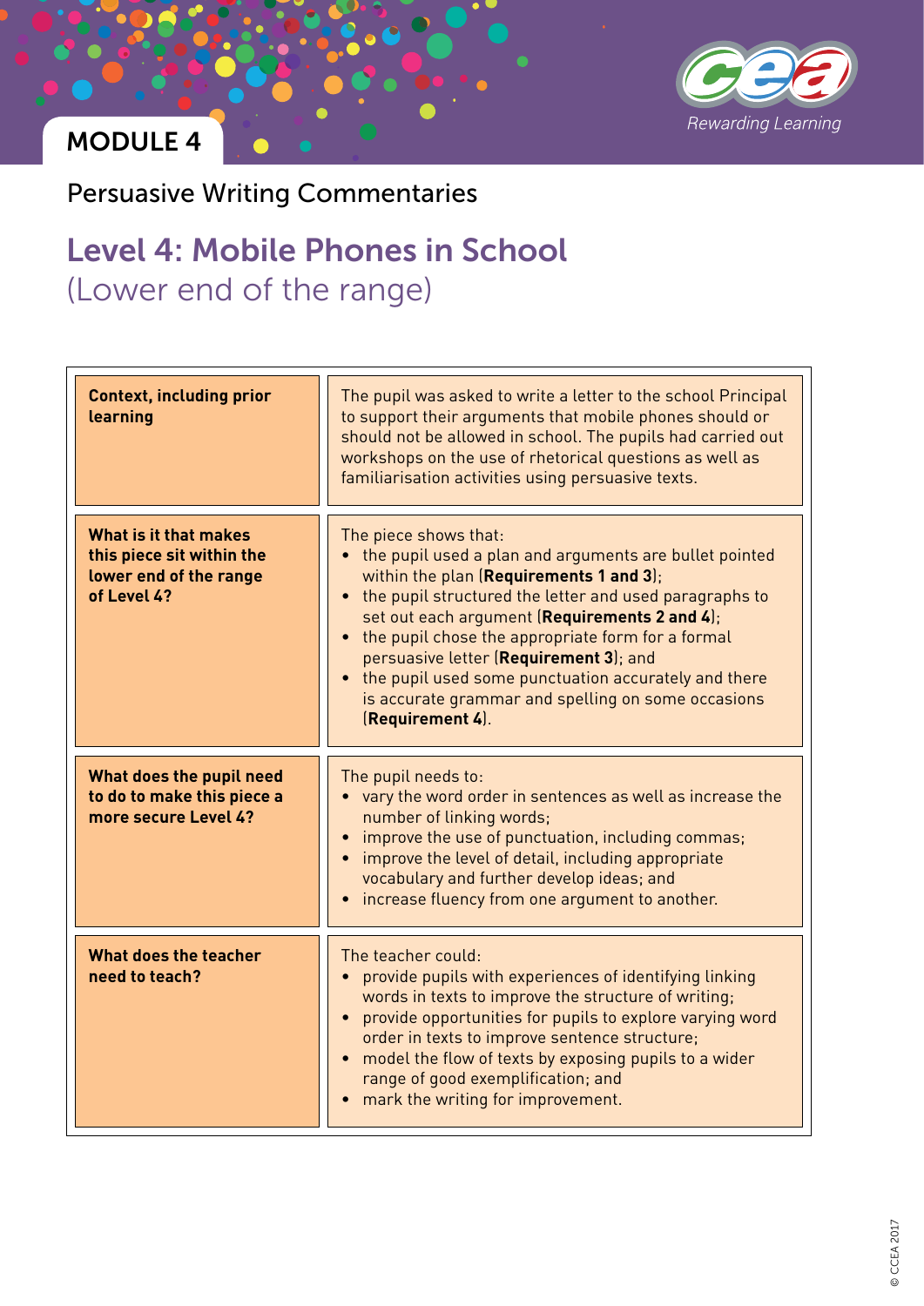MODULE 4

Persuasive Writing Commentaries

# Level 4: Mobile Phones in School

(Lower end of the range)

| | |
|---|---|
| **Context, including prior learning** | The pupil was asked to write a letter to the school Principal to support their arguments that mobile phones should or should not be allowed in school. The pupils had carried out workshops on the use of rhetorical questions as well as familiarisation activities using persuasive texts. |
| **What is it that makes this piece sit within the lower end of the range of Level 4?** | The piece shows that:<br>• the pupil used a plan and arguments are bullet pointed within the plan (**Requirements 1 and 3**);<br>• the pupil structured the letter and used paragraphs to set out each argument (**Requirements 2 and 4**);<br>• the pupil chose the appropriate form for a formal persuasive letter (**Requirement 3**); and<br>• the pupil used some punctuation accurately and there is accurate grammar and spelling on some occasions (**Requirement 4**). |
| **What does the pupil need to do to make this piece a more secure Level 4?** | The pupil needs to:<br>• vary the word order in sentences as well as increase the number of linking words;<br>• improve the use of punctuation, including commas;<br>• improve the level of detail, including appropriate vocabulary and further develop ideas; and<br>• increase fluency from one argument to another. |
| **What does the teacher need to teach?** | The teacher could:<br>• provide pupils with experiences of identifying linking words in texts to improve the structure of writing;<br>• provide opportunities for pupils to explore varying word order in texts to improve sentence structure;<br>• model the flow of texts by exposing pupils to a wider range of good exemplification; and<br>• mark the writing for improvement. |

© CCEA 2017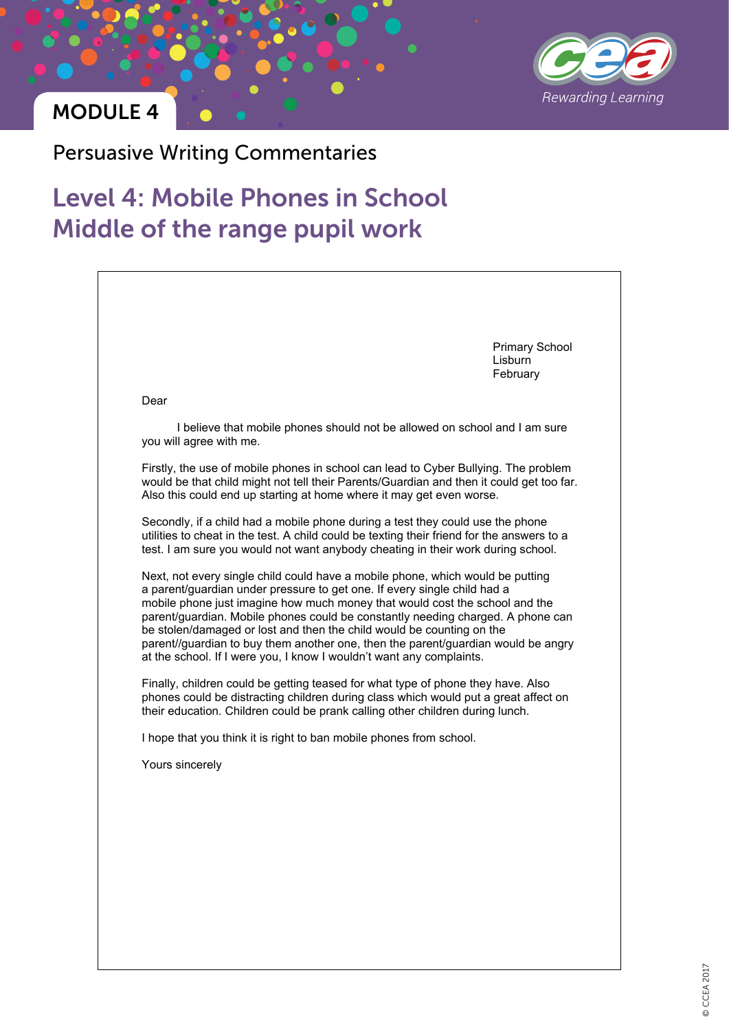MODULE 4

Persuasive Writing Commentaries

# Level 4: Mobile Phones in School
# Middle of the range pupil work

Primary School
Lisburn
February

Dear

I believe that mobile phones should not be allowed on school and I am sure you will agree with me.

Firstly, the use of mobile phones in school can lead to Cyber Bullying. The problem would be that child might not tell their Parents/Guardian and then it could get too far. Also this could end up starting at home where it may get even worse.

Secondly, if a child had a mobile phone during a test they could use the phone utilities to cheat in the test. A child could be texting their friend for the answers to a test. I am sure you would not want anybody cheating in their work during school.

Next, not every single child could have a mobile phone, which would be putting a parent/guardian under pressure to get one. If every single child had a mobile phone just imagine how much money that would cost the school and the parent/guardian. Mobile phones could be constantly needing charged. A phone can be stolen/damaged or lost and then the child would be counting on the parent//guardian to buy them another one, then the parent/guardian would be angry at the school. If I were you, I know I wouldn't want any complaints.

Finally, children could be getting teased for what type of phone they have. Also phones could be distracting children during class which would put a great affect on their education. Children could be prank calling other children during lunch.

I hope that you think it is right to ban mobile phones from school.

Yours sincerely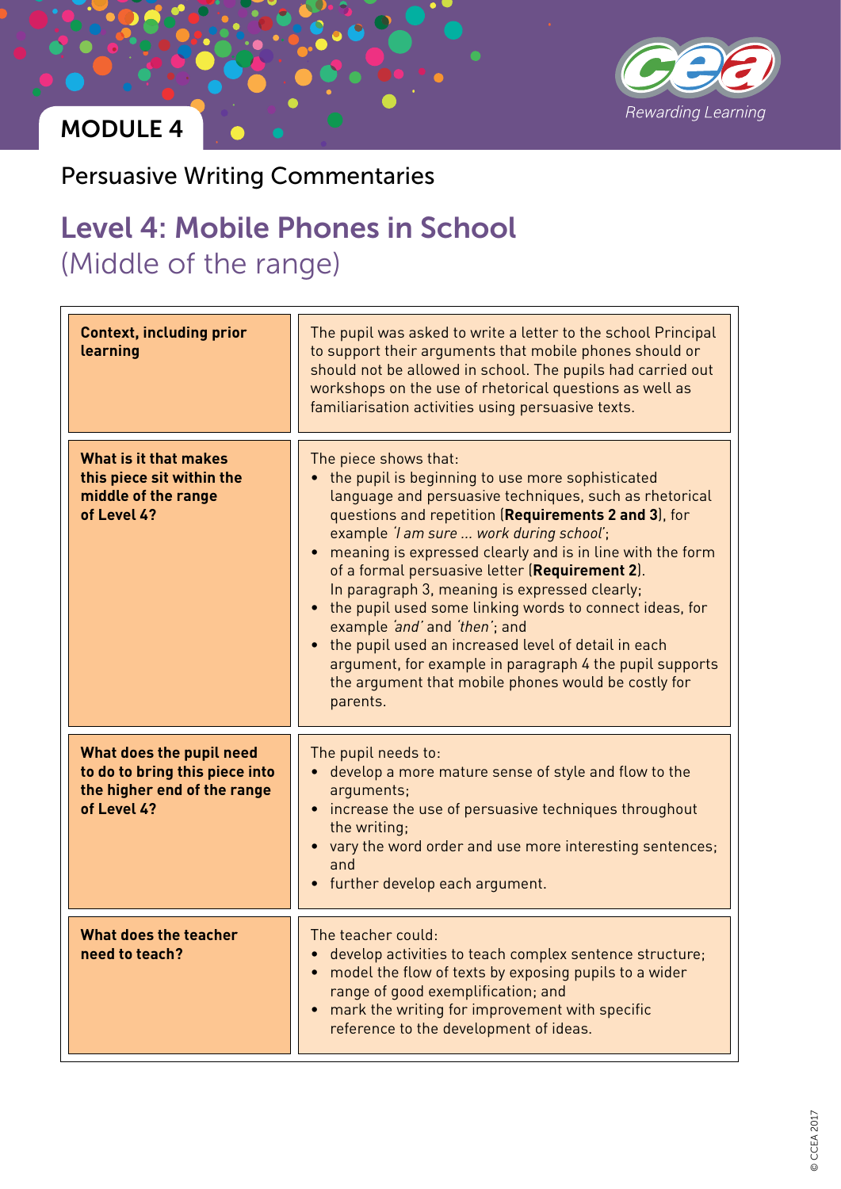MODULE 4

## Persuasive Writing Commentaries

# Level 4: Mobile Phones in School
(Middle of the range)

| **Context, including prior learning** | The pupil was asked to write a letter to the school Principal to support their arguments that mobile phones should or should not be allowed in school. The pupils had carried out workshops on the use of rhetorical questions as well as familiarisation activities using persuasive texts. |
|---|---|
| **What is it that makes this piece sit within the middle of the range of Level 4?** | The piece shows that:<br>• the pupil is beginning to use more sophisticated language and persuasive techniques, such as rhetorical questions and repetition (**Requirements 2 and 3**), for example *'I am sure … work during school'*;<br>• meaning is expressed clearly and is in line with the form of a formal persuasive letter (**Requirement 2**). In paragraph 3, meaning is expressed clearly;<br>• the pupil used some linking words to connect ideas, for example *'and'* and *'then'*; and<br>• the pupil used an increased level of detail in each argument, for example in paragraph 4 the pupil supports the argument that mobile phones would be costly for parents. |
| **What does the pupil need to do to bring this piece into the higher end of the range of Level 4?** | The pupil needs to:<br>• develop a more mature sense of style and flow to the arguments;<br>• increase the use of persuasive techniques throughout the writing;<br>• vary the word order and use more interesting sentences; and<br>• further develop each argument. |
| **What does the teacher need to teach?** | The teacher could:<br>• develop activities to teach complex sentence structure;<br>• model the flow of texts by exposing pupils to a wider range of good exemplification; and<br>• mark the writing for improvement with specific reference to the development of ideas. |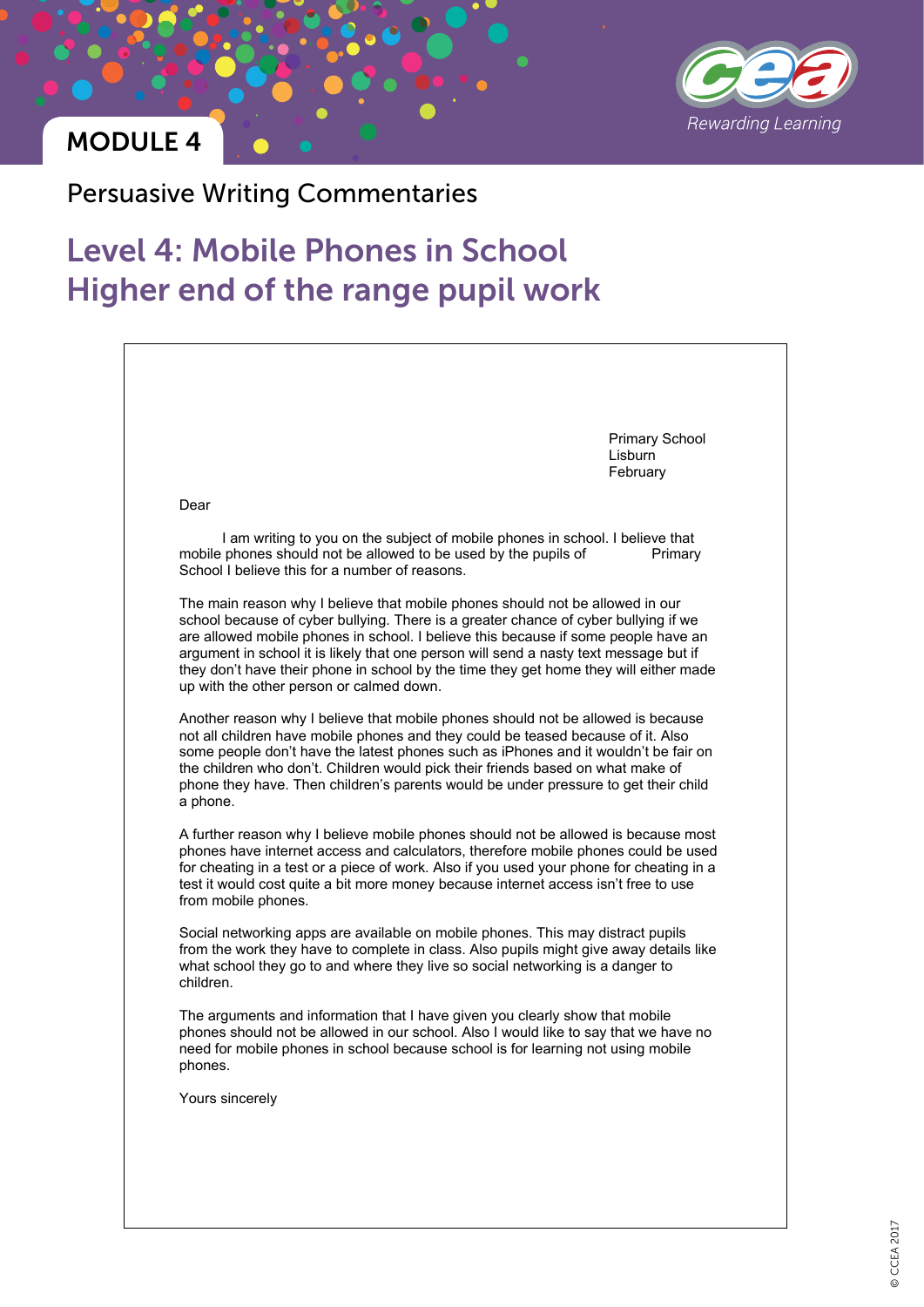MODULE 4

Persuasive Writing Commentaries

# Level 4: Mobile Phones in School
# Higher end of the range pupil work

Primary School
Lisburn
February

Dear

I am writing to you on the subject of mobile phones in school. I believe that mobile phones should not be allowed to be used by the pupils of Primary School I believe this for a number of reasons.

The main reason why I believe that mobile phones should not be allowed in our school because of cyber bullying. There is a greater chance of cyber bullying if we are allowed mobile phones in school. I believe this because if some people have an argument in school it is likely that one person will send a nasty text message but if they don't have their phone in school by the time they get home they will either made up with the other person or calmed down.

Another reason why I believe that mobile phones should not be allowed is because not all children have mobile phones and they could be teased because of it. Also some people don't have the latest phones such as iPhones and it wouldn't be fair on the children who don't. Children would pick their friends based on what make of phone they have. Then children's parents would be under pressure to get their child a phone.

A further reason why I believe mobile phones should not be allowed is because most phones have internet access and calculators, therefore mobile phones could be used for cheating in a test or a piece of work. Also if you used your phone for cheating in a test it would cost quite a bit more money because internet access isn't free to use from mobile phones.

Social networking apps are available on mobile phones. This may distract pupils from the work they have to complete in class. Also pupils might give away details like what school they go to and where they live so social networking is a danger to children.

The arguments and information that I have given you clearly show that mobile phones should not be allowed in our school. Also I would like to say that we have no need for mobile phones in school because school is for learning not using mobile phones.

Yours sincerely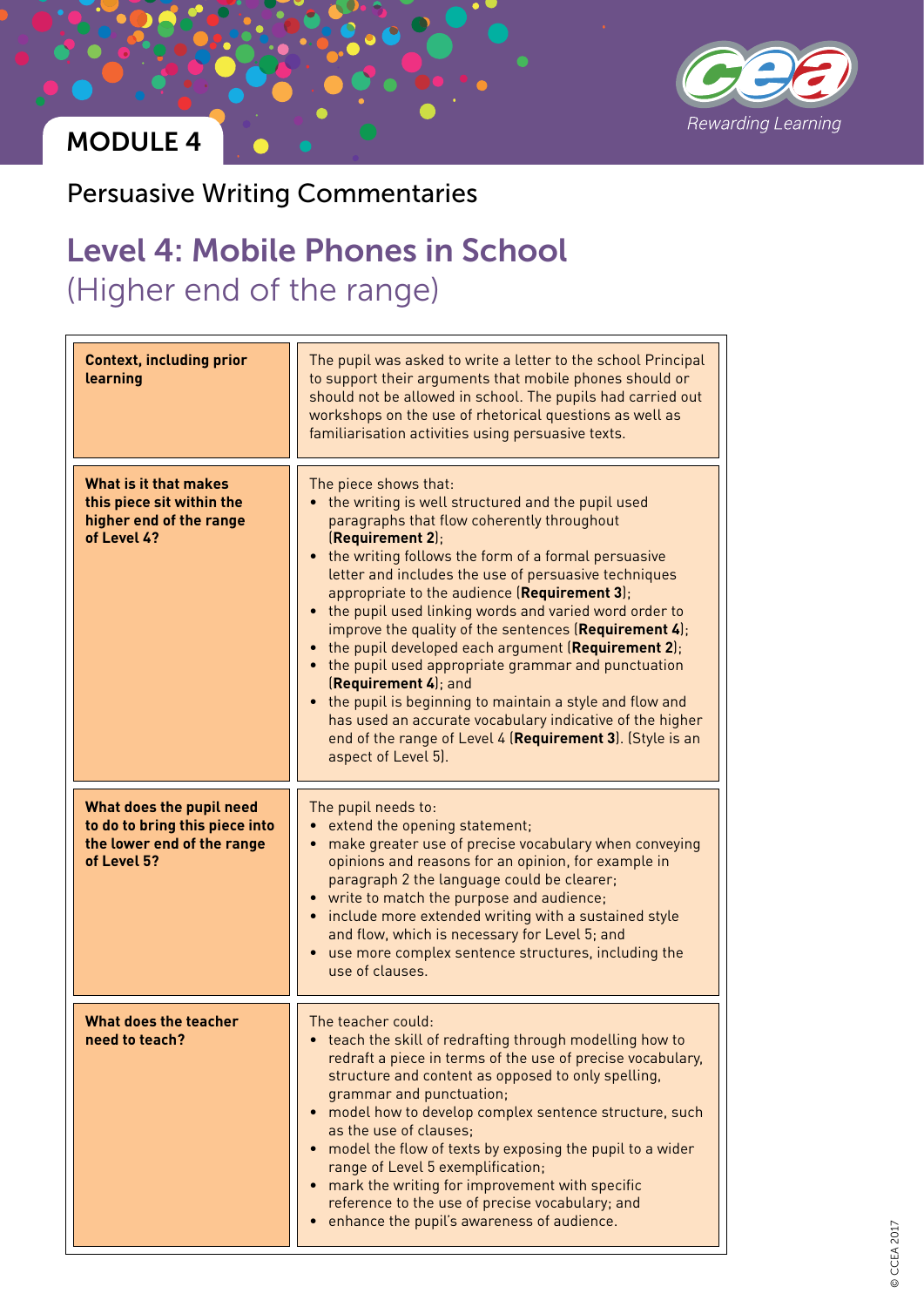MODULE 4

Persuasive Writing Commentaries

# Level 4: Mobile Phones in School
(Higher end of the range)

| | |
|---|---|
| **Context, including prior learning** | The pupil was asked to write a letter to the school Principal to support their arguments that mobile phones should or should not be allowed in school. The pupils had carried out workshops on the use of rhetorical questions as well as familiarisation activities using persuasive texts. |
| **What is it that makes this piece sit within the higher end of the range of Level 4?** | The piece shows that:<br>• the writing is well structured and the pupil used paragraphs that flow coherently throughout (**Requirement 2**);<br>• the writing follows the form of a formal persuasive letter and includes the use of persuasive techniques appropriate to the audience (**Requirement 3**);<br>• the pupil used linking words and varied word order to improve the quality of the sentences (**Requirement 4**);<br>• the pupil developed each argument (**Requirement 2**);<br>• the pupil used appropriate grammar and punctuation (**Requirement 4**); and<br>• the pupil is beginning to maintain a style and flow and has used an accurate vocabulary indicative of the higher end of the range of Level 4 (**Requirement 3**). (Style is an aspect of Level 5). |
| **What does the pupil need to do to bring this piece into the lower end of the range of Level 5?** | The pupil needs to:<br>• extend the opening statement;<br>• make greater use of precise vocabulary when conveying opinions and reasons for an opinion, for example in paragraph 2 the language could be clearer;<br>• write to match the purpose and audience;<br>• include more extended writing with a sustained style and flow, which is necessary for Level 5; and<br>• use more complex sentence structures, including the use of clauses. |
| **What does the teacher need to teach?** | The teacher could:<br>• teach the skill of redrafting through modelling how to redraft a piece in terms of the use of precise vocabulary, structure and content as opposed to only spelling, grammar and punctuation;<br>• model how to develop complex sentence structure, such as the use of clauses;<br>• model the flow of texts by exposing the pupil to a wider range of Level 5 exemplification;<br>• mark the writing for improvement with specific reference to the use of precise vocabulary; and<br>• enhance the pupil's awareness of audience. |

© CCEA 2017